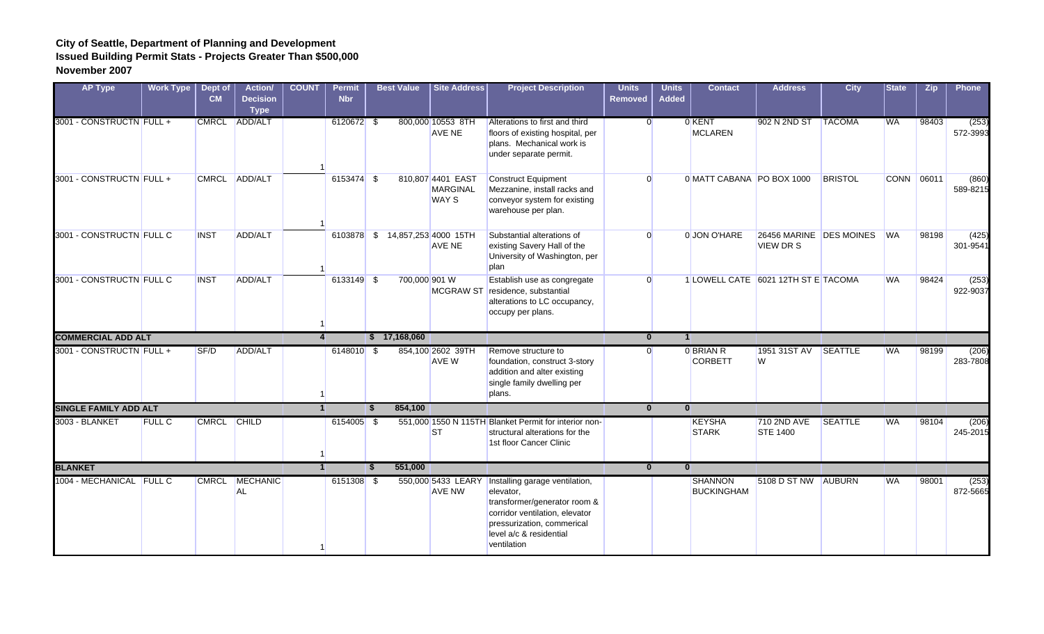**City of Seattle, Department of Planning and Development**
**Issued Building Permit Stats - Projects Greater Than $500,000**
**November 2007**

| AP Type | Work Type | Dept of CM | Action/ Decision Type | COUNT | Permit Nbr | Best Value | Site Address | Project Description | Units Removed | Units Added | Contact | Address | City | State | Zip | Phone |
|---|---|---|---|---|---|---|---|---|---|---|---|---|---|---|---|---|
| 3001 - CONSTRUCTN | FULL + | CMRCL | ADD/ALT | 1 | 6120672 | $ 800,000 | 10553 8TH AVE NE | Alterations to first and third floors of existing hospital, per plans. Mechanical work is under separate permit. | 0 | 0 | KENT MCLAREN | 902 N 2ND ST | TACOMA | WA | 98403 | (253) 572-3993 |
| 3001 - CONSTRUCTN | FULL + | CMRCL | ADD/ALT | 1 | 6153474 | $ 810,807 | 4401 EAST MARGINAL WAY S | Construct Equipment Mezzanine, install racks and conveyor system for existing warehouse per plan. | 0 | 0 | MATT CABANA | PO BOX 1000 | BRISTOL | CONN | 06011 | (860) 589-8215 |
| 3001 - CONSTRUCTN | FULL C | INST | ADD/ALT | 1 | 6103878 | $ 14,857,253 | 4000 15TH AVE NE | Substantial alterations of existing Savery Hall of the University of Washington, per plan | 0 | 0 | JON O'HARE | 26456 MARINE VIEW DR S | DES MOINES | WA | 98198 | (425) 301-9541 |
| 3001 - CONSTRUCTN | FULL C | INST | ADD/ALT | 1 | 6133149 | $ 700,000 | 901 W MCGRAW ST | Establish use as congregate residence, substantial alterations to LC occupancy, occupy per plans. | 0 | 1 | LOWELL CATE | 6021 12TH ST E | TACOMA | WA | 98424 | (253) 922-9037 |
| **COMMERCIAL ADD ALT** | | | | **4** | | **$ 17,168,060** | | | **0** | **1** | | | | | | |
| 3001 - CONSTRUCTN | FULL + | SF/D | ADD/ALT | 1 | 6148010 | $ 854,100 | 2602 39TH AVE W | Remove structure to foundation, construct 3-story addition and alter existing single family dwelling per plans. | 0 | 0 | BRIAN R CORBETT | 1951 31ST AV W | SEATTLE | WA | 98199 | (206) 283-7808 |
| **SINGLE FAMILY ADD ALT** | | | | **1** | | **$ 854,100** | | | **0** | **0** | | | | | | |
| 3003 - BLANKET | FULL C | CMRCL | CHILD | 1 | 6154005 | $ 551,000 | 1550 N 115TH ST | Blanket Permit for interior non-structural alterations for the 1st floor Cancer Clinic | | | KEYSHA STARK | 710 2ND AVE STE 1400 | SEATTLE | WA | 98104 | (206) 245-2015 |
| **BLANKET** | | | | **1** | | **$ 551,000** | | | **0** | **0** | | | | | | |
| 1004 - MECHANICAL | FULL C | CMRCL | MECHANICAL | 1 | 6151308 | $ 550,000 | 5433 LEARY AVE NW | Installing garage ventilation, elevator, transformer/generator room & corridor ventilation, elevator pressurization, commerical level a/c & residential ventilation | | | SHANNON BUCKINGHAM | 5108 D ST NW | AUBURN | WA | 98001 | (253) 872-5665 |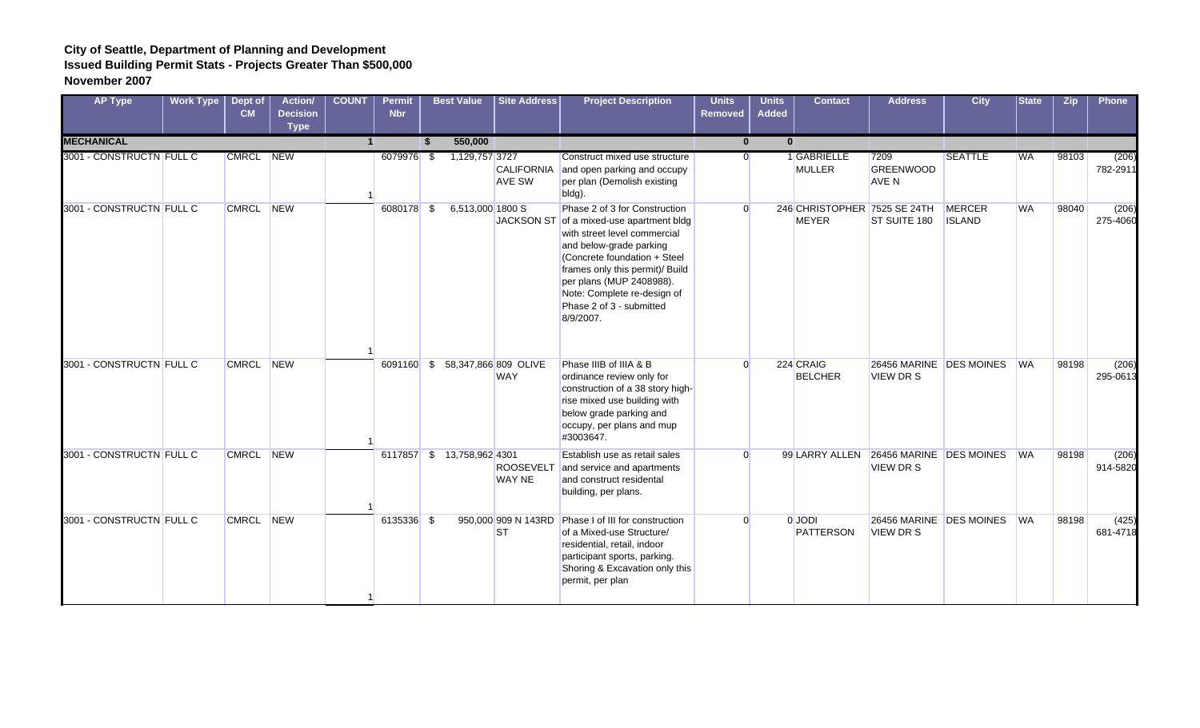**City of Seattle, Department of Planning and Development**
**Issued Building Permit Stats - Projects Greater Than $500,000**
**November 2007**

| AP Type | Work Type | Dept of CM | Action/ Decision Type | COUNT | Permit Nbr | Best Value | Site Address | Project Description | Units Removed | Units Added | Contact | Address | City | State | Zip | Phone |
|---|---|---|---|---|---|---|---|---|---|---|---|---|---|---|---|---|
| **MECHANICAL** | | | | **1** | | **$ 550,000** | | | **0** | **0** | | | | | | |
| 3001 - CONSTRUCTN | FULL C | CMRCL | NEW | 1 | 6079976 | $ 1,129,757 | 3727 CALIFORNIA AVE SW | Construct mixed use structure and open parking and occupy per plan (Demolish existing bldg). | 0 | 1 | GABRIELLE MULLER | 7209 GREENWOOD AVE N | SEATTLE | WA | 98103 | (206) 782-2911 |
| 3001 - CONSTRUCTN | FULL C | CMRCL | NEW | 1 | 6080178 | $ 6,513,000 | 1800 S JACKSON ST | Phase 2 of 3 for Construction of a mixed-use apartment bldg with street level commercial and below-grade parking (Concrete foundation + Steel frames only this permit)/ Build per plans (MUP 2408988). Note: Complete re-design of Phase 2 of 3 - submitted 8/9/2007. | 0 | 246 | CHRISTOPHER MEYER | 7525 SE 24TH ST SUITE 180 | MERCER ISLAND | WA | 98040 | (206) 275-4060 |
| 3001 - CONSTRUCTN | FULL C | CMRCL | NEW | 1 | 6091160 | $ 58,347,866 | 809 OLIVE WAY | Phase IIIB of IIIA & B ordinance review only for construction of a 38 story high-rise mixed use building with below grade parking and occupy, per plans and mup #3003647. | 0 | 224 | CRAIG BELCHER | 26456 MARINE VIEW DR S | DES MOINES | WA | 98198 | (206) 295-0613 |
| 3001 - CONSTRUCTN | FULL C | CMRCL | NEW | 1 | 6117857 | $ 13,758,962 | 4301 ROOSEVELT WAY NE | Establish use as retail sales and service and apartments and construct residental building, per plans. | 0 | 99 | LARRY ALLEN | 26456 MARINE VIEW DR S | DES MOINES | WA | 98198 | (206) 914-5820 |
| 3001 - CONSTRUCTN | FULL C | CMRCL | NEW | 1 | 6135336 | $ 950,000 | 909 N 143RD ST | Phase I of III for construction of a Mixed-use Structure/ residential, retail, indoor participant sports, parking. Shoring & Excavation only this permit, per plan | 0 | 0 | JODI PATTERSON | 26456 MARINE VIEW DR S | DES MOINES | WA | 98198 | (425) 681-4718 |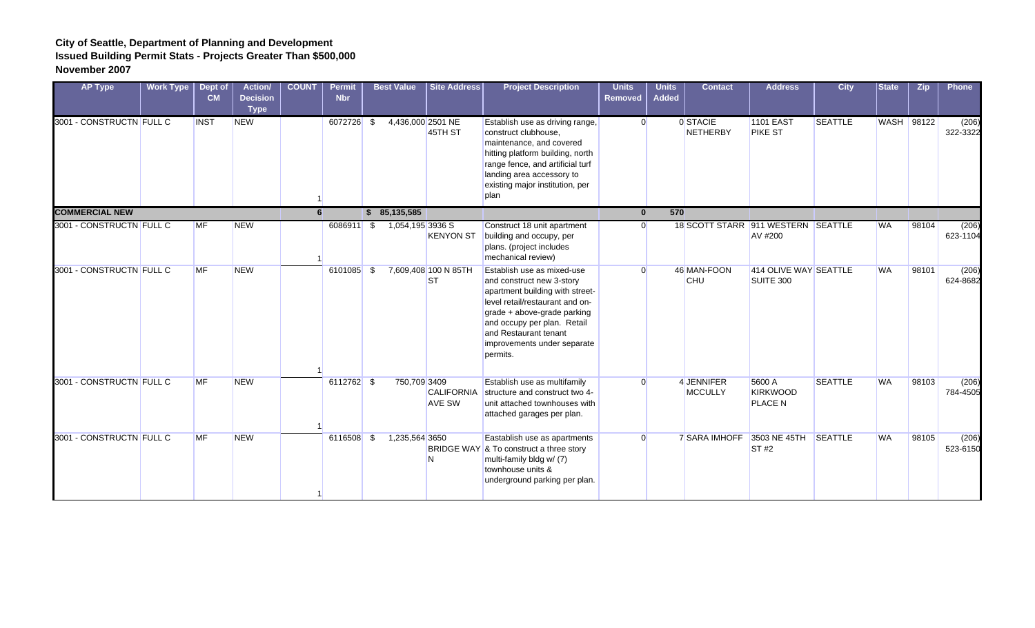**City of Seattle, Department of Planning and Development**
**Issued Building Permit Stats - Projects Greater Than $500,000**
**November 2007**

| AP Type | Work Type | Dept of CM | Action/ Decision Type | COUNT | Permit Nbr | Best Value | Site Address | Project Description | Units Removed | Units Added | Contact | Address | City | State | Zip | Phone |
|---|---|---|---|---|---|---|---|---|---|---|---|---|---|---|---|---|
| 3001 - CONSTRUCTN | FULL C | INST | NEW | 1 | 6072726 | $ 4,436,000 | 2501 NE 45TH ST | Establish use as driving range, construct clubhouse, maintenance, and covered hitting platform building, north range fence, and artificial turf landing area accessory to existing major institution, per plan | 0 | 0 | STACIE NETHERBY | 1101 EAST PIKE ST | SEATTLE | WASH | 98122 | (206) 322-3322 |
| **COMMERCIAL NEW** | | | | **6** | | **$ 85,135,585** | | | **0** | **570** | | | | | | |
| 3001 - CONSTRUCTN | FULL C | MF | NEW | 1 | 6086911 | $ 1,054,195 | 3936 S KENYON ST | Construct 18 unit apartment building and occupy, per plans. (project includes mechanical review) | 0 | 18 | SCOTT STARR | 911 WESTERN AV #200 | SEATTLE | WA | 98104 | (206) 623-1104 |
| 3001 - CONSTRUCTN | FULL C | MF | NEW | 1 | 6101085 | $ 7,609,408 | 100 N 85TH ST | Establish use as mixed-use and construct new 3-story apartment building with street-level retail/restaurant and on-grade + above-grade parking and occupy per plan. Retail and Restaurant tenant improvements under separate permits. | 0 | 46 | MAN-FOON CHU | 414 OLIVE WAY SUITE 300 | SEATTLE | WA | 98101 | (206) 624-8682 |
| 3001 - CONSTRUCTN | FULL C | MF | NEW | 1 | 6112762 | $ 750,709 | 3409 CALIFORNIA AVE SW | Establish use as multifamily structure and construct two 4-unit attached townhouses with attached garages per plan. | 0 | 4 | JENNIFER MCCULLY | 5600 A KIRKWOOD PLACE N | SEATTLE | WA | 98103 | (206) 784-4505 |
| 3001 - CONSTRUCTN | FULL C | MF | NEW | 1 | 6116508 | $ 1,235,564 | 3650 BRIDGE WAY N | Eastablish use as apartments & To construct a three story multi-family bldg w/ (7) townhouse units & underground parking per plan. | 0 | 7 | SARA IMHOFF | 3503 NE 45TH ST #2 | SEATTLE | WA | 98105 | (206) 523-6150 |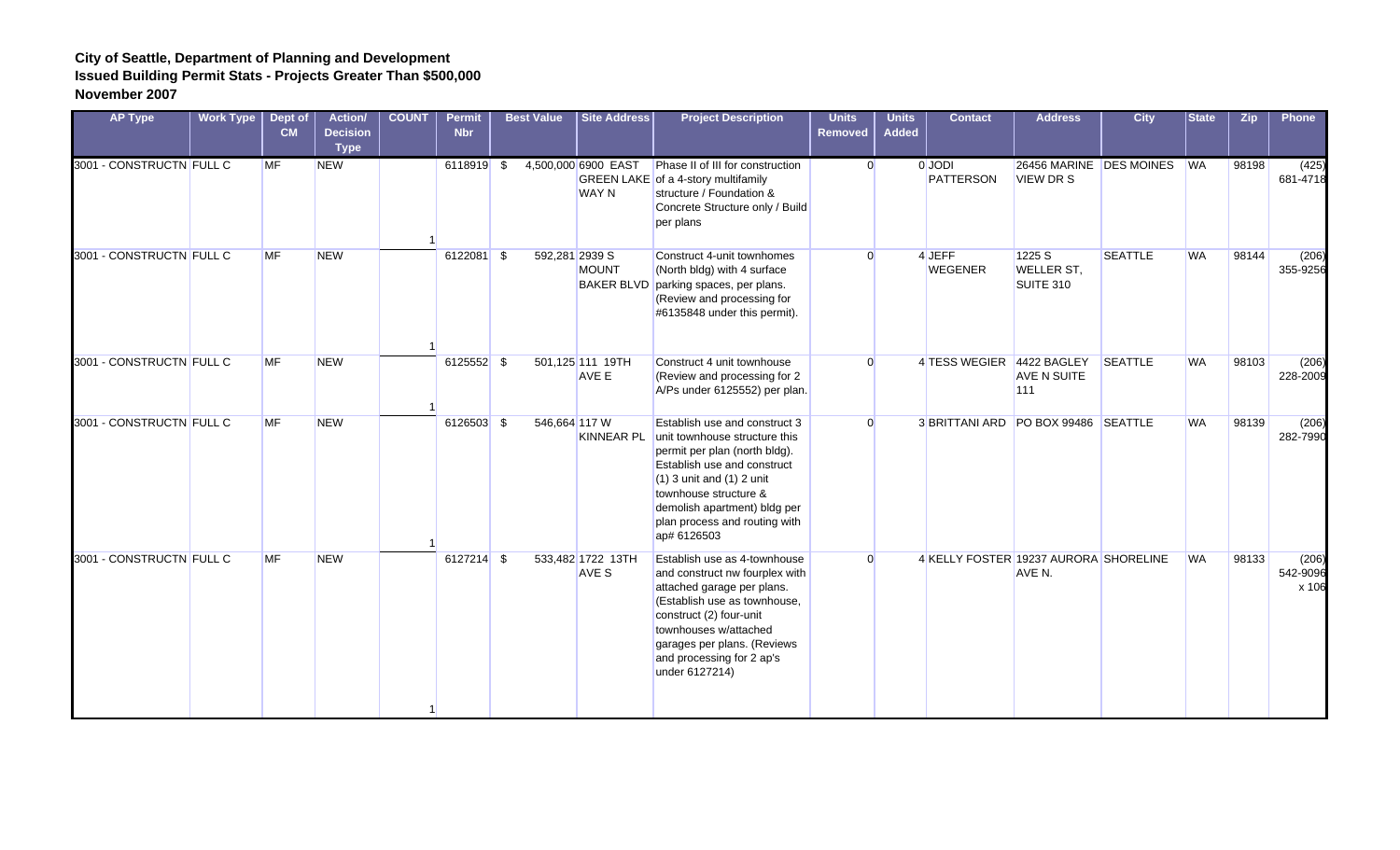**City of Seattle, Department of Planning and Development**
**Issued Building Permit Stats - Projects Greater Than $500,000**
**November 2007**

| AP Type | Work Type | Dept of CM | Action/ Decision Type | COUNT | Permit Nbr | Best Value | Site Address | Project Description | Units Removed | Units Added | Contact | Address | City | State | Zip | Phone |
|---|---|---|---|---|---|---|---|---|---|---|---|---|---|---|---|---|
| 3001 - CONSTRUCTN | FULL C | MF | NEW | 1 | 6118919 | $ 4,500,000 | 6900 EAST GREEN LAKE WAY N | Phase II of III for construction of a 4-story multifamily structure / Foundation & Concrete Structure only / Build per plans | 0 | 0 | JODI PATTERSON | 26456 MARINE VIEW DR S | DES MOINES | WA | 98198 | (425) 681-4718 |
| 3001 - CONSTRUCTN | FULL C | MF | NEW | 1 | 6122081 | $ 592,281 | 2939 S MOUNT BAKER BLVD | Construct 4-unit townhomes (North bldg) with 4 surface parking spaces, per plans. (Review and processing for #6135848 under this permit). | 0 | 4 | JEFF WEGENER | 1225 S WELLER ST, SUITE 310 | SEATTLE | WA | 98144 | (206) 355-9256 |
| 3001 - CONSTRUCTN | FULL C | MF | NEW | 1 | 6125552 | $ 501,125 | 111 19TH AVE E | Construct 4 unit townhouse (Review and processing for 2 A/Ps under 6125552) per plan. | 0 | 4 | TESS WEGIER | 4422 BAGLEY AVE N SUITE 111 | SEATTLE | WA | 98103 | (206) 228-2009 |
| 3001 - CONSTRUCTN | FULL C | MF | NEW | 1 | 6126503 | $ 546,664 | 117 W KINNEAR PL | Establish use and construct 3 unit townhouse structure this permit per plan (north bldg). Establish use and construct (1) 3 unit and (1) 2 unit townhouse structure & demolish apartment) bldg per plan process and routing with ap# 6126503 | 0 | 3 | BRITTANI ARD | PO BOX 99486 | SEATTLE | WA | 98139 | (206) 282-7990 |
| 3001 - CONSTRUCTN | FULL C | MF | NEW | 1 | 6127214 | $ 533,482 | 1722 13TH AVE S | Establish use as 4-townhouse and construct nw fourplex with attached garage per plans. (Establish use as townhouse, construct (2) four-unit townhouses w/attached garages per plans. (Reviews and processing for 2 ap's under 6127214) | 0 | 4 | KELLY FOSTER | 19237 AURORA AVE N. | SHORELINE | WA | 98133 | (206) 542-9096 x 106 |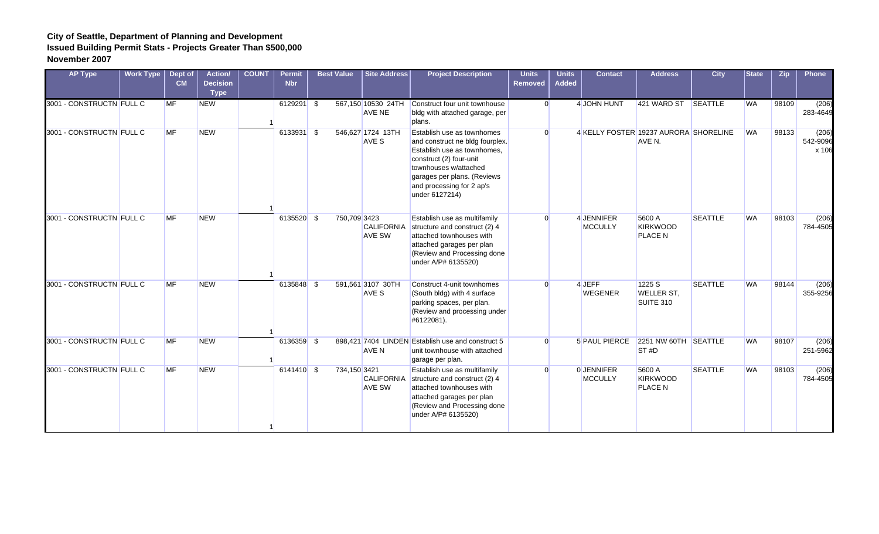**City of Seattle, Department of Planning and Development**
**Issued Building Permit Stats - Projects Greater Than $500,000**
**November 2007**

| AP Type | Work Type | Dept of CM | Action/ Decision Type | COUNT | Permit Nbr | Best Value | Site Address | Project Description | Units Removed | Units Added | Contact | Address | City | State | Zip | Phone |
|---|---|---|---|---|---|---|---|---|---|---|---|---|---|---|---|---|
| 3001 - CONSTRUCTN | FULL C | MF | NEW | 1 | 6129291 | $ 567,150 | 10530 24TH AVE NE | Construct four unit townhouse bldg with attached garage, per plans. | 0 | 4 | JOHN HUNT | 421 WARD ST | SEATTLE | WA | 98109 | (206) 283-4649 |
| 3001 - CONSTRUCTN | FULL C | MF | NEW | 1 | 6133931 | $ 546,627 | 1724 13TH AVE S | Establish use as townhomes and construct ne bldg fourplex. Establish use as townhomes, construct (2) four-unit townhouses w/attached garages per plans. (Reviews and processing for 2 ap's under 6127214) | 0 | 4 | KELLY FOSTER | 19237 AURORA AVE N. | SHORELINE | WA | 98133 | (206) 542-9096 x 106 |
| 3001 - CONSTRUCTN | FULL C | MF | NEW | 1 | 6135520 | $ 750,709 | 3423 CALIFORNIA AVE SW | Establish use as multifamily structure and construct (2) 4 attached townhouses with attached garages per plan (Review and Processing done under A/P# 6135520) | 0 | 4 | JENNIFER MCCULLY | 5600 A KIRKWOOD PLACE N | SEATTLE | WA | 98103 | (206) 784-4505 |
| 3001 - CONSTRUCTN | FULL C | MF | NEW | 1 | 6135848 | $ 591,561 | 3107 30TH AVE S | Construct 4-unit townhomes (South bldg) with 4 surface parking spaces, per plan. (Review and processing under #6122081). | 0 | 4 | JEFF WEGENER | 1225 S WELLER ST, SUITE 310 | SEATTLE | WA | 98144 | (206) 355-9256 |
| 3001 - CONSTRUCTN | FULL C | MF | NEW | 1 | 6136359 | $ 898,421 | 7404 LINDEN AVE N | Establish use and construct 5 unit townhouse with attached garage per plan. | 0 | 5 | PAUL PIERCE | 2251 NW 60TH ST #D | SEATTLE | WA | 98107 | (206) 251-5962 |
| 3001 - CONSTRUCTN | FULL C | MF | NEW | 1 | 6141410 | $ 734,150 | 3421 CALIFORNIA AVE SW | Establish use as multifamily structure and construct (2) 4 attached townhouses with attached garages per plan (Review and Processing done under A/P# 6135520) | 0 | 0 | JENNIFER MCCULLY | 5600 A KIRKWOOD PLACE N | SEATTLE | WA | 98103 | (206) 784-4505 |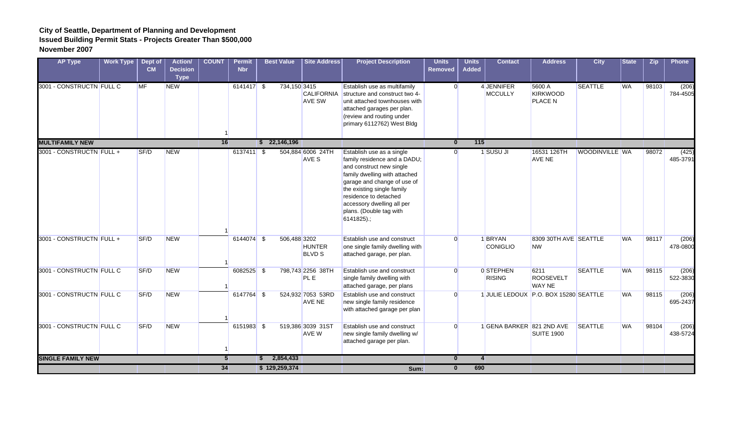**City of Seattle, Department of Planning and Development**
**Issued Building Permit Stats - Projects Greater Than $500,000**
**November 2007**

| AP Type | Work Type | Dept of CM | Action/ Decision Type | COUNT | Permit Nbr | Best Value | Site Address | Project Description | Units Removed | Units Added | Contact | Address | City | State | Zip | Phone |
|---|---|---|---|---|---|---|---|---|---|---|---|---|---|---|---|---|
| 3001 - CONSTRUCTN | FULL C | MF | NEW | 1 | 6141417 | $ 734,150 | 3415 CALIFORNIA AVE SW | Establish use as multifamily structure and construct two 4-unit attached townhouses with attached garages per plan. (review and routing under primary 6112762) West Bldg | 0 | 4 | JENNIFER MCCULLY | 5600 A KIRKWOOD PLACE N | SEATTLE | WA | 98103 | (206) 784-4505 |
| **MULTIFAMILY NEW** | | | | **16** | | **$ 22,146,196** | | | **0** | **115** | | | | | | |
| 3001 - CONSTRUCTN | FULL + | SF/D | NEW | 1 | 6137411 | $ 504,884 | 6006 24TH AVE S | Establish use as a single family residence and a DADU; and construct new single family dwelling with attached garage and change of use of the existing single family residence to detached accessory dwelling all per plans. (Double tag with 6141825).; | 0 | 1 | SUSU JI | 16531 126TH AVE NE | WOODINVILLE | WA | 98072 | (425) 485-3791 |
| 3001 - CONSTRUCTN | FULL + | SF/D | NEW | 1 | 6144074 | $ 506,488 | 3202 HUNTER BLVD S | Establish use and construct one single family dwelling with attached garage, per plan. | 0 | 1 | BRYAN CONIGLIO | 8309 30TH AVE NW | SEATTLE | WA | 98117 | (206) 478-0800 |
| 3001 - CONSTRUCTN | FULL C | SF/D | NEW | 1 | 6082525 | $ 798,743 | 2256 38TH PL E | Establish use and construct single family dwelling with attached garage, per plans | 0 | 0 | STEPHEN RISING | 6211 ROOSEVELT WAY NE | SEATTLE | WA | 98115 | (206) 522-3830 |
| 3001 - CONSTRUCTN | FULL C | SF/D | NEW | 1 | 6147764 | $ 524,932 | 7053 53RD AVE NE | Establish use and construct new single family residence with attached garage per plan | 0 | 1 | JULIE LEDOUX | P.O. BOX 15280 | SEATTLE | WA | 98115 | (206) 695-2437 |
| 3001 - CONSTRUCTN | FULL C | SF/D | NEW | 1 | 6151983 | $ 519,386 | 3039 31ST AVE W | Establish use and construct new single family dwelling w/ attached garage per plan. | 0 | 1 | GENA BARKER | 821 2ND AVE SUITE 1900 | SEATTLE | WA | 98104 | (206) 438-5724 |
| **SINGLE FAMILY NEW** | | | | **5** | | **$ 2,854,433** | | | **0** | **4** | | | | | | |
| | | | | **34** | | **$ 129,259,374** | | **Sum:** | **0** | **690** | | | | | | |